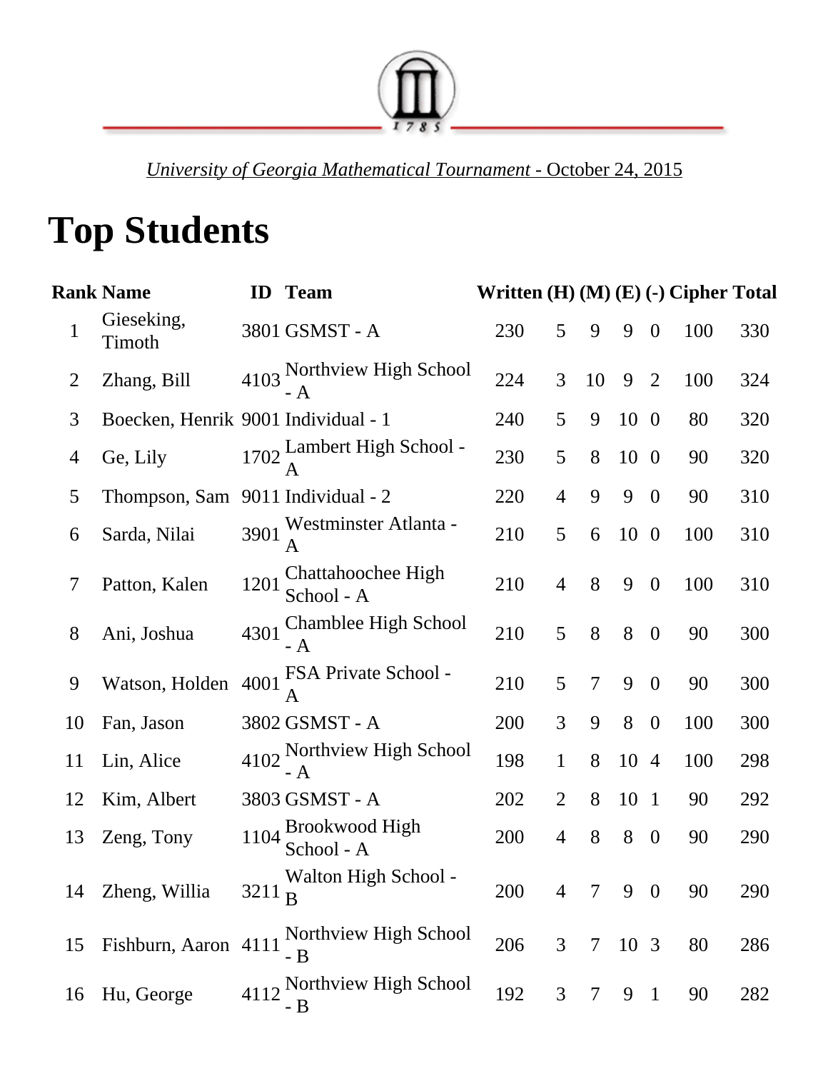*University of Georgia Mathematical Tournament* - October 24, 2015

# Top Students

| Rank | Name | ID | Team | Written | (H) | (M) | (E) | (-) | Cipher | Total |
|---|---|---|---|---|---|---|---|---|---|---|
| 1 | Gieseking, Timoth | 3801 | GSMST - A | 230 | 5 | 9 | 9 | 0 | 100 | 330 |
| 2 | Zhang, Bill | 4103 | Northview High School - A | 224 | 3 | 10 | 9 | 2 | 100 | 324 |
| 3 | Boecken, Henrik | 9001 | Individual - 1 | 240 | 5 | 9 | 10 | 0 | 80 | 320 |
| 4 | Ge, Lily | 1702 | Lambert High School - A | 230 | 5 | 8 | 10 | 0 | 90 | 320 |
| 5 | Thompson, Sam | 9011 | Individual - 2 | 220 | 4 | 9 | 9 | 0 | 90 | 310 |
| 6 | Sarda, Nilai | 3901 | Westminster Atlanta - A | 210 | 5 | 6 | 10 | 0 | 100 | 310 |
| 7 | Patton, Kalen | 1201 | Chattahoochee High School - A | 210 | 4 | 8 | 9 | 0 | 100 | 310 |
| 8 | Ani, Joshua | 4301 | Chamblee High School - A | 210 | 5 | 8 | 8 | 0 | 90 | 300 |
| 9 | Watson, Holden | 4001 | FSA Private School - A | 210 | 5 | 7 | 9 | 0 | 90 | 300 |
| 10 | Fan, Jason | 3802 | GSMST - A | 200 | 3 | 9 | 8 | 0 | 100 | 300 |
| 11 | Lin, Alice | 4102 | Northview High School - A | 198 | 1 | 8 | 10 | 4 | 100 | 298 |
| 12 | Kim, Albert | 3803 | GSMST - A | 202 | 2 | 8 | 10 | 1 | 90 | 292 |
| 13 | Zeng, Tony | 1104 | Brookwood High School - A | 200 | 4 | 8 | 8 | 0 | 90 | 290 |
| 14 | Zheng, Willia | 3211 | Walton High School - B | 200 | 4 | 7 | 9 | 0 | 90 | 290 |
| 15 | Fishburn, Aaron | 4111 | Northview High School - B | 206 | 3 | 7 | 10 | 3 | 80 | 286 |
| 16 | Hu, George | 4112 | Northview High School - B | 192 | 3 | 7 | 9 | 1 | 90 | 282 |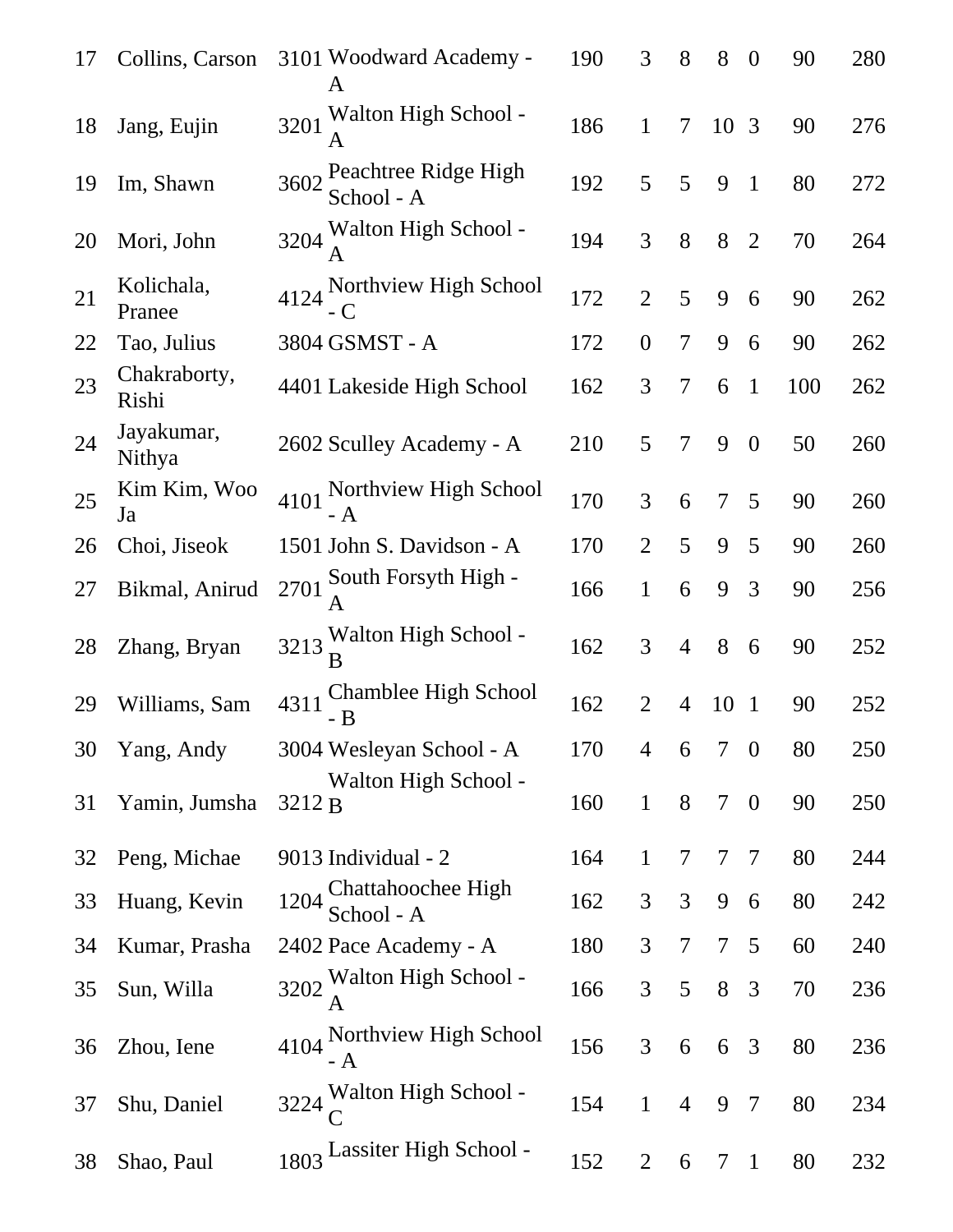| | | | | | | | | | | |
|---|---|---|---|---|---|---|---|---|---|---|
| 17 | Collins, Carson | 3101 | Woodward Academy - A | 190 | 3 | 8 | 8 | 0 | 90 | 280 |
| 18 | Jang, Eujin | 3201 | Walton High School - A | 186 | 1 | 7 | 10 | 3 | 90 | 276 |
| 19 | Im, Shawn | 3602 | Peachtree Ridge High School - A | 192 | 5 | 5 | 9 | 1 | 80 | 272 |
| 20 | Mori, John | 3204 | Walton High School - A | 194 | 3 | 8 | 8 | 2 | 70 | 264 |
| 21 | Kolichala, Pranee | 4124 | Northview High School - C | 172 | 2 | 5 | 9 | 6 | 90 | 262 |
| 22 | Tao, Julius | 3804 | GSMST - A | 172 | 0 | 7 | 9 | 6 | 90 | 262 |
| 23 | Chakraborty, Rishi | 4401 | Lakeside High School | 162 | 3 | 7 | 6 | 1 | 100 | 262 |
| 24 | Jayakumar, Nithya | 2602 | Sculley Academy - A | 210 | 5 | 7 | 9 | 0 | 50 | 260 |
| 25 | Kim Kim, Woo Ja | 4101 | Northview High School - A | 170 | 3 | 6 | 7 | 5 | 90 | 260 |
| 26 | Choi, Jiseok | 1501 | John S. Davidson - A | 170 | 2 | 5 | 9 | 5 | 90 | 260 |
| 27 | Bikmal, Anirud | 2701 | South Forsyth High - A | 166 | 1 | 6 | 9 | 3 | 90 | 256 |
| 28 | Zhang, Bryan | 3213 | Walton High School - B | 162 | 3 | 4 | 8 | 6 | 90 | 252 |
| 29 | Williams, Sam | 4311 | Chamblee High School - B | 162 | 2 | 4 | 10 | 1 | 90 | 252 |
| 30 | Yang, Andy | 3004 | Wesleyan School - A | 170 | 4 | 6 | 7 | 0 | 80 | 250 |
| 31 | Yamin, Jumsha | 3212 | Walton High School - B | 160 | 1 | 8 | 7 | 0 | 90 | 250 |
| 32 | Peng, Michae | 9013 | Individual - 2 | 164 | 1 | 7 | 7 | 7 | 80 | 244 |
| 33 | Huang, Kevin | 1204 | Chattahoochee High School - A | 162 | 3 | 3 | 9 | 6 | 80 | 242 |
| 34 | Kumar, Prasha | 2402 | Pace Academy - A | 180 | 3 | 7 | 7 | 5 | 60 | 240 |
| 35 | Sun, Willa | 3202 | Walton High School - A | 166 | 3 | 5 | 8 | 3 | 70 | 236 |
| 36 | Zhou, Iene | 4104 | Northview High School - A | 156 | 3 | 6 | 6 | 3 | 80 | 236 |
| 37 | Shu, Daniel | 3224 | Walton High School - C | 154 | 1 | 4 | 9 | 7 | 80 | 234 |
| 38 | Shao, Paul | 1803 | Lassiter High School - | 152 | 2 | 6 | 7 | 1 | 80 | 232 |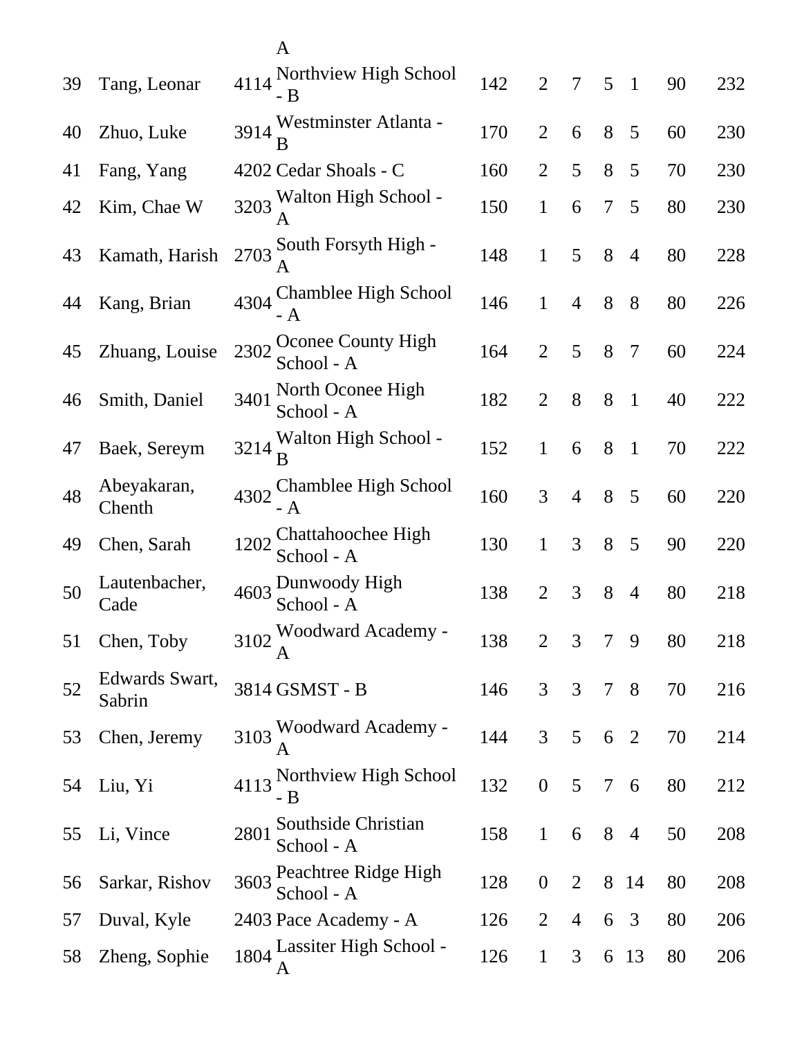| | | | A | | | | | | | |
|---|---|---|---|---|---|---|---|---|---|---|
| 39 | Tang, Leonar | 4114 | Northview High School - B | 142 | 2 | 7 | 5 | 1 | 90 | 232 |
| 40 | Zhuo, Luke | 3914 | Westminster Atlanta - B | 170 | 2 | 6 | 8 | 5 | 60 | 230 |
| 41 | Fang, Yang | 4202 | Cedar Shoals - C | 160 | 2 | 5 | 8 | 5 | 70 | 230 |
| 42 | Kim, Chae W | 3203 | Walton High School - A | 150 | 1 | 6 | 7 | 5 | 80 | 230 |
| 43 | Kamath, Harish | 2703 | South Forsyth High - A | 148 | 1 | 5 | 8 | 4 | 80 | 228 |
| 44 | Kang, Brian | 4304 | Chamblee High School - A | 146 | 1 | 4 | 8 | 8 | 80 | 226 |
| 45 | Zhuang, Louise | 2302 | Oconee County High School - A | 164 | 2 | 5 | 8 | 7 | 60 | 224 |
| 46 | Smith, Daniel | 3401 | North Oconee High School - A | 182 | 2 | 8 | 8 | 1 | 40 | 222 |
| 47 | Baek, Sereym | 3214 | Walton High School - B | 152 | 1 | 6 | 8 | 1 | 70 | 222 |
| 48 | Abeyakaran, Chenth | 4302 | Chamblee High School - A | 160 | 3 | 4 | 8 | 5 | 60 | 220 |
| 49 | Chen, Sarah | 1202 | Chattahoochee High School - A | 130 | 1 | 3 | 8 | 5 | 90 | 220 |
| 50 | Lautenbacher, Cade | 4603 | Dunwoody High School - A | 138 | 2 | 3 | 8 | 4 | 80 | 218 |
| 51 | Chen, Toby | 3102 | Woodward Academy - A | 138 | 2 | 3 | 7 | 9 | 80 | 218 |
| 52 | Edwards Swart, Sabrin | 3814 | GSMST - B | 146 | 3 | 3 | 7 | 8 | 70 | 216 |
| 53 | Chen, Jeremy | 3103 | Woodward Academy - A | 144 | 3 | 5 | 6 | 2 | 70 | 214 |
| 54 | Liu, Yi | 4113 | Northview High School - B | 132 | 0 | 5 | 7 | 6 | 80 | 212 |
| 55 | Li, Vince | 2801 | Southside Christian School - A | 158 | 1 | 6 | 8 | 4 | 50 | 208 |
| 56 | Sarkar, Rishov | 3603 | Peachtree Ridge High School - A | 128 | 0 | 2 | 8 | 14 | 80 | 208 |
| 57 | Duval, Kyle | 2403 | Pace Academy - A | 126 | 2 | 4 | 6 | 3 | 80 | 206 |
| 58 | Zheng, Sophie | 1804 | Lassiter High School - A | 126 | 1 | 3 | 6 | 13 | 80 | 206 |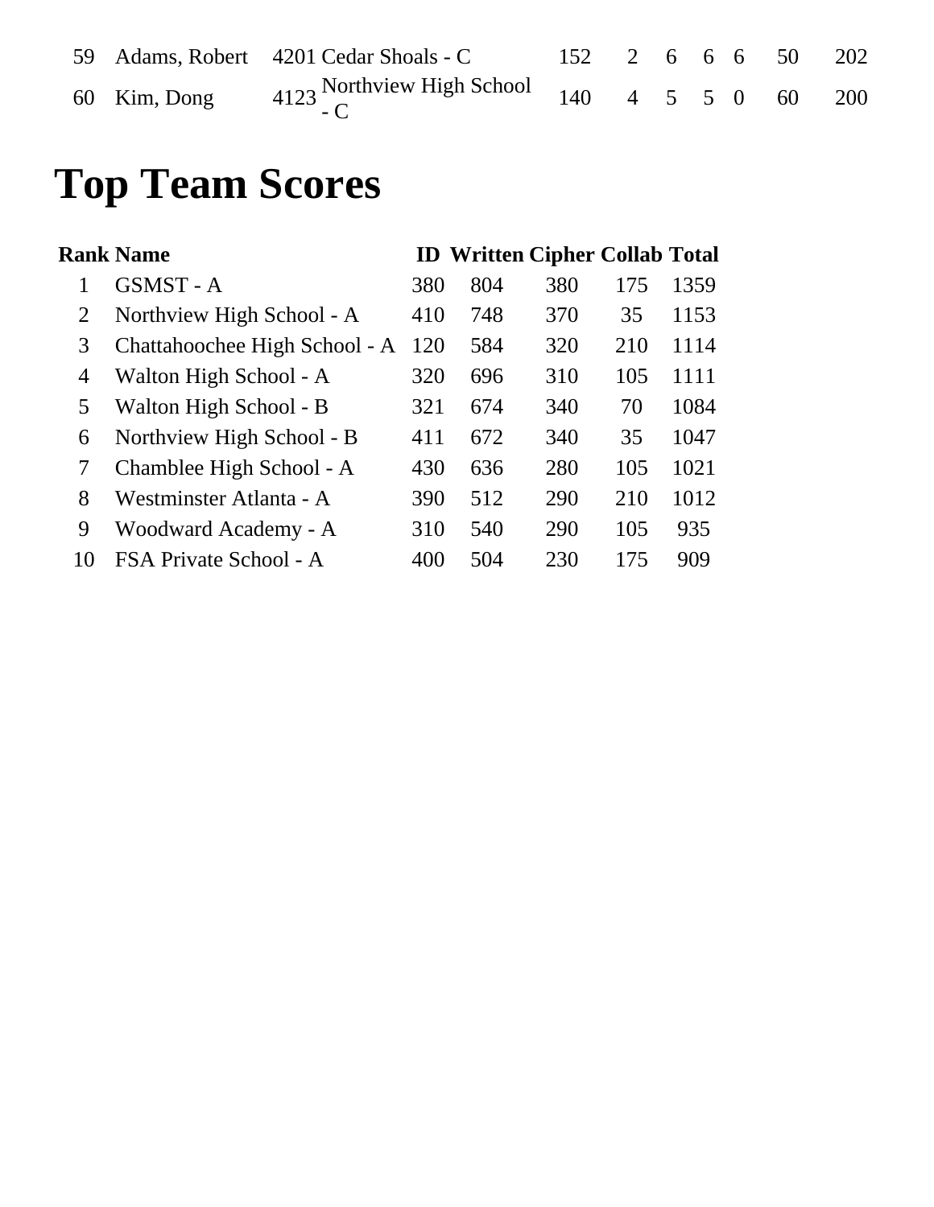| | | | | | | | | | | |
|---|---|---|---|---|---|---|---|---|---|---|
| 59 | Adams, Robert | 4201 | Cedar Shoals - C | 152 | 2 | 6 | 6 | 6 | 50 | 202 |
| 60 | Kim, Dong | 4123 | Northview High School - C | 140 | 4 | 5 | 5 | 0 | 60 | 200 |

# Top Team Scores

| Rank | Name | ID | Written | Cipher | Collab | Total |
|---|---|---|---|---|---|---|
| 1 | GSMST - A | 380 | 804 | 380 | 175 | 1359 |
| 2 | Northview High School - A | 410 | 748 | 370 | 35 | 1153 |
| 3 | Chattahoochee High School - A | 120 | 584 | 320 | 210 | 1114 |
| 4 | Walton High School - A | 320 | 696 | 310 | 105 | 1111 |
| 5 | Walton High School - B | 321 | 674 | 340 | 70 | 1084 |
| 6 | Northview High School - B | 411 | 672 | 340 | 35 | 1047 |
| 7 | Chamblee High School - A | 430 | 636 | 280 | 105 | 1021 |
| 8 | Westminster Atlanta - A | 390 | 512 | 290 | 210 | 1012 |
| 9 | Woodward Academy - A | 310 | 540 | 290 | 105 | 935 |
| 10 | FSA Private School - A | 400 | 504 | 230 | 175 | 909 |